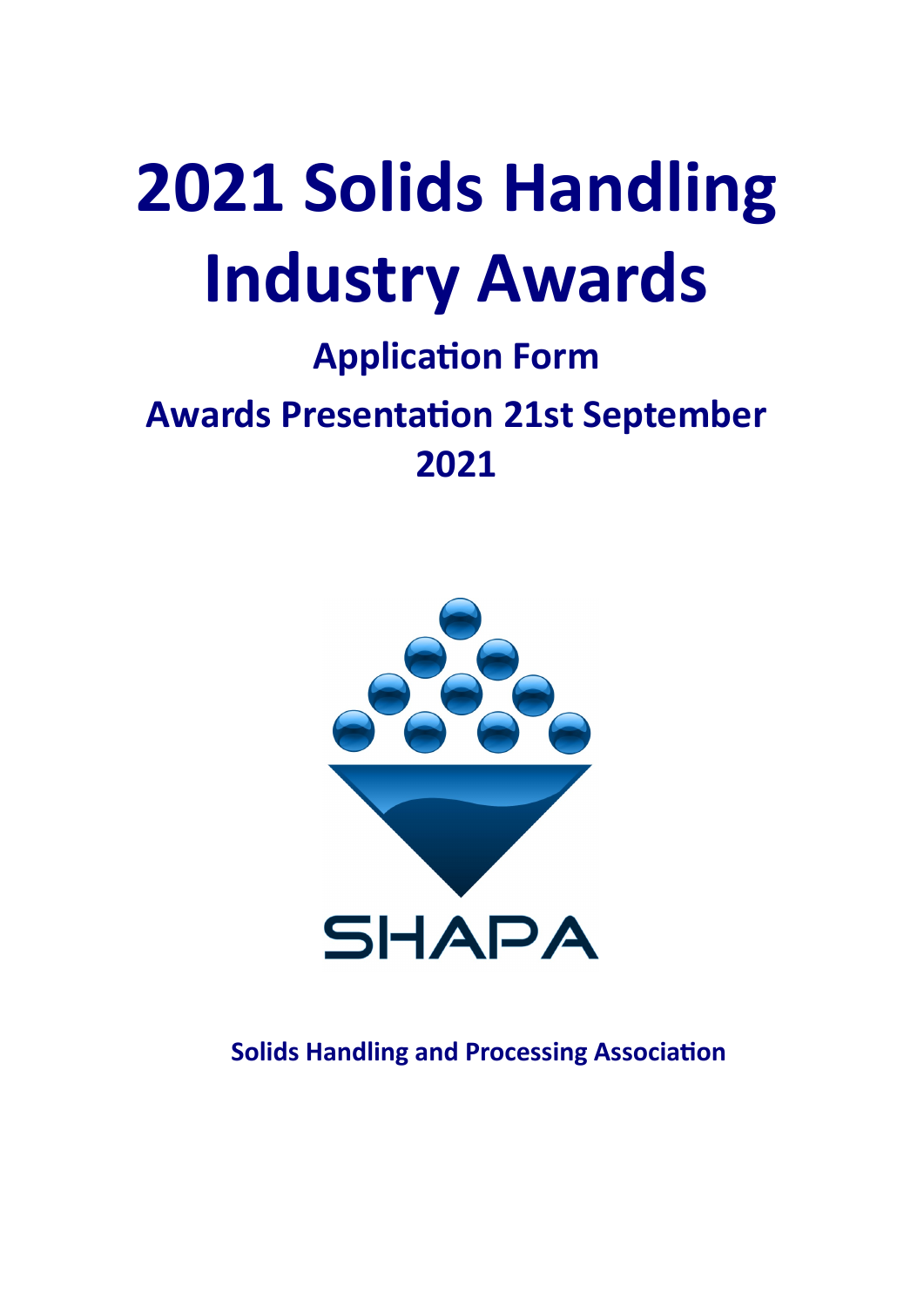# 2021 Solids Handling Industry Awards

## Application Form

## Awards Presentation 21st September 2021

SHAPA

**Solids Handling and Processing Association**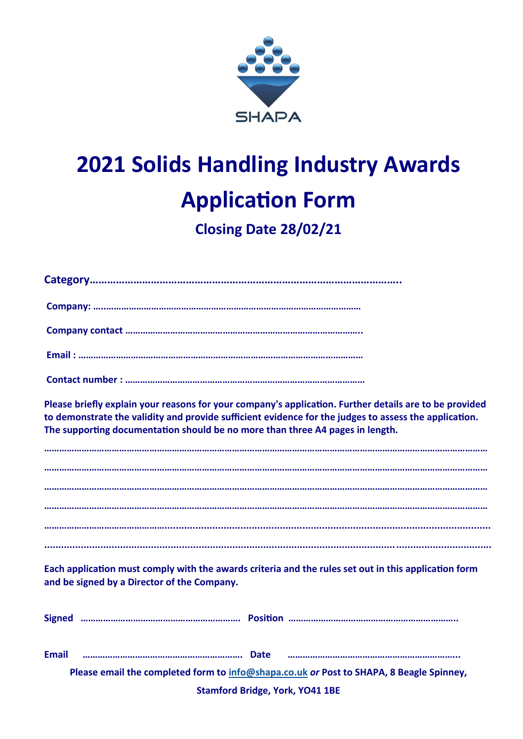SHAPA

# 2021 Solids Handling Industry Awards

# Application Form

### Closing Date 28/02/21

**Category……………………………………………………………………………………………….**

**Company: ………………………………………………………………………………………………**

**Company contact ………………………………………………………………………………..**

**Email : ………………………………………………………………………………………………………**

**Contact number : ……………………………………………………………………………………**

**Please briefly explain your reasons for your company's application. Further details are to be provided to demonstrate the validity and provide sufficient evidence for the judges to assess the application. The supporting documentation should be no more than three A4 pages in length.**

……………………………………………………………………………………………………………………………………………………

……………………………………………………………………………………………………………………………………………………

……………………………………………………………………………………………………………………………………………………

……………………………………………………………………………………………………………………………………………………

……………………………………………………………………………………………………………………………………………………

……………………………………………………………………………………………………………………………………………………

**Each application must comply with the awards criteria and the rules set out in this application form and be signed by a Director of the Company.**

**Signed** ……………………………………………………… **Position** ………………………………………………………..

**Email** ……………………………………………………… **Date** ………………………………………………………..

**Please email the completed form to [info@shapa.co.uk](mailto:info@shapa.co.uk) *or* Post to SHAPA, 8 Beagle Spinney, Stamford Bridge, York, YO41 1BE**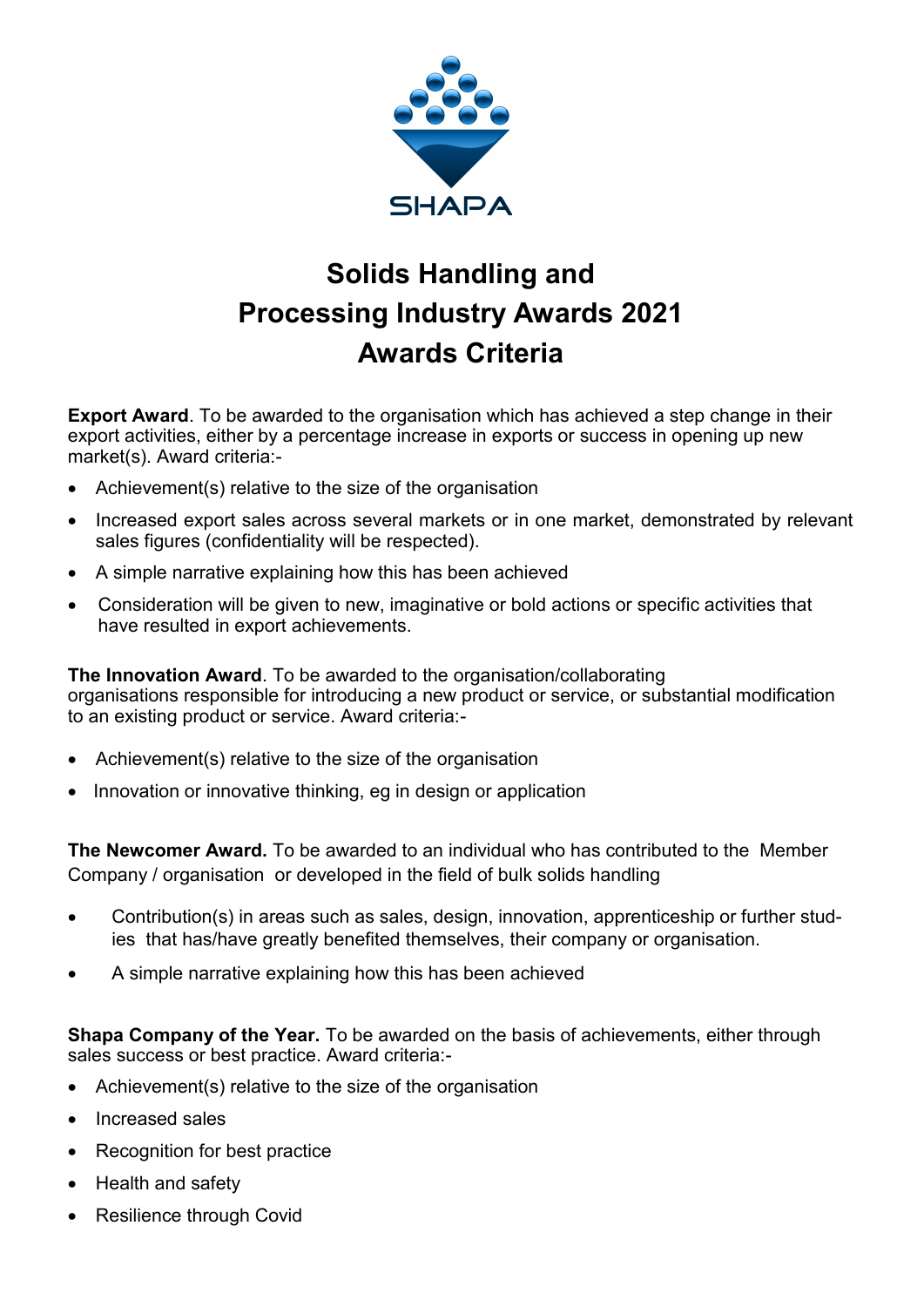SHAPA

# Solids Handling and Processing Industry Awards 2021 Awards Criteria

**Export Award**. To be awarded to the organisation which has achieved a step change in their export activities, either by a percentage increase in exports or success in opening up new market(s). Award criteria:-

- Achievement(s) relative to the size of the organisation
- Increased export sales across several markets or in one market, demonstrated by relevant sales figures (confidentiality will be respected).
- A simple narrative explaining how this has been achieved
- Consideration will be given to new, imaginative or bold actions or specific activities that have resulted in export achievements.

**The Innovation Award**. To be awarded to the organisation/collaborating organisations responsible for introducing a new product or service, or substantial modification to an existing product or service. Award criteria:-

- Achievement(s) relative to the size of the organisation
- Innovation or innovative thinking, eg in design or application

**The Newcomer Award.** To be awarded to an individual who has contributed to the Member Company / organisation or developed in the field of bulk solids handling

- Contribution(s) in areas such as sales, design, innovation, apprenticeship or further studies that has/have greatly benefited themselves, their company or organisation.
- A simple narrative explaining how this has been achieved

**Shapa Company of the Year.** To be awarded on the basis of achievements, either through sales success or best practice. Award criteria:-

- Achievement(s) relative to the size of the organisation
- Increased sales
- Recognition for best practice
- Health and safety
- Resilience through Covid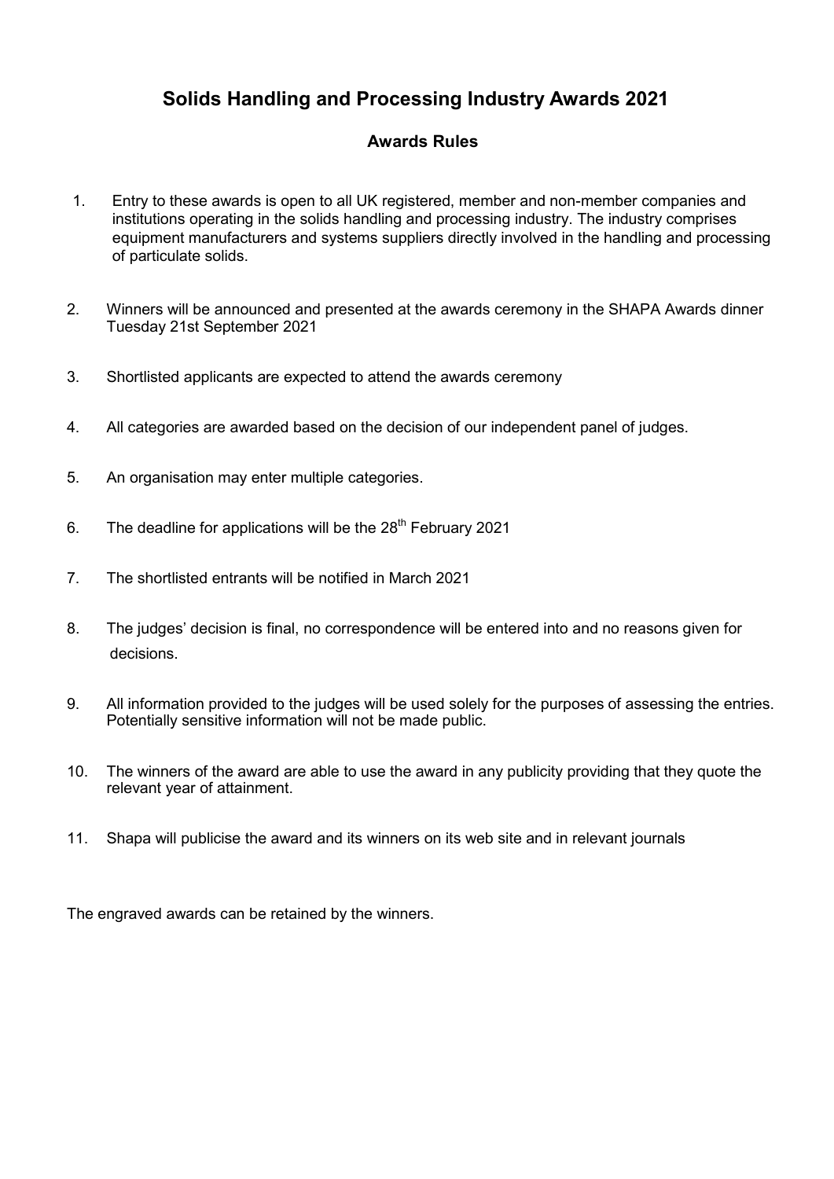# Solids Handling and Processing Industry Awards 2021

## Awards Rules

1. Entry to these awards is open to all UK registered, member and non-member companies and institutions operating in the solids handling and processing industry. The industry comprises equipment manufacturers and systems suppliers directly involved in the handling and processing of particulate solids.

2. Winners will be announced and presented at the awards ceremony in the SHAPA Awards dinner Tuesday 21st September 2021

3. Shortlisted applicants are expected to attend the awards ceremony

4. All categories are awarded based on the decision of our independent panel of judges.

5. An organisation may enter multiple categories.

6. The deadline for applications will be the 28th February 2021

7. The shortlisted entrants will be notified in March 2021

8. The judges' decision is final, no correspondence will be entered into and no reasons given for decisions.

9. All information provided to the judges will be used solely for the purposes of assessing the entries. Potentially sensitive information will not be made public.

10. The winners of the award are able to use the award in any publicity providing that they quote the relevant year of attainment.

11. Shapa will publicise the award and its winners on its web site and in relevant journals

The engraved awards can be retained by the winners.